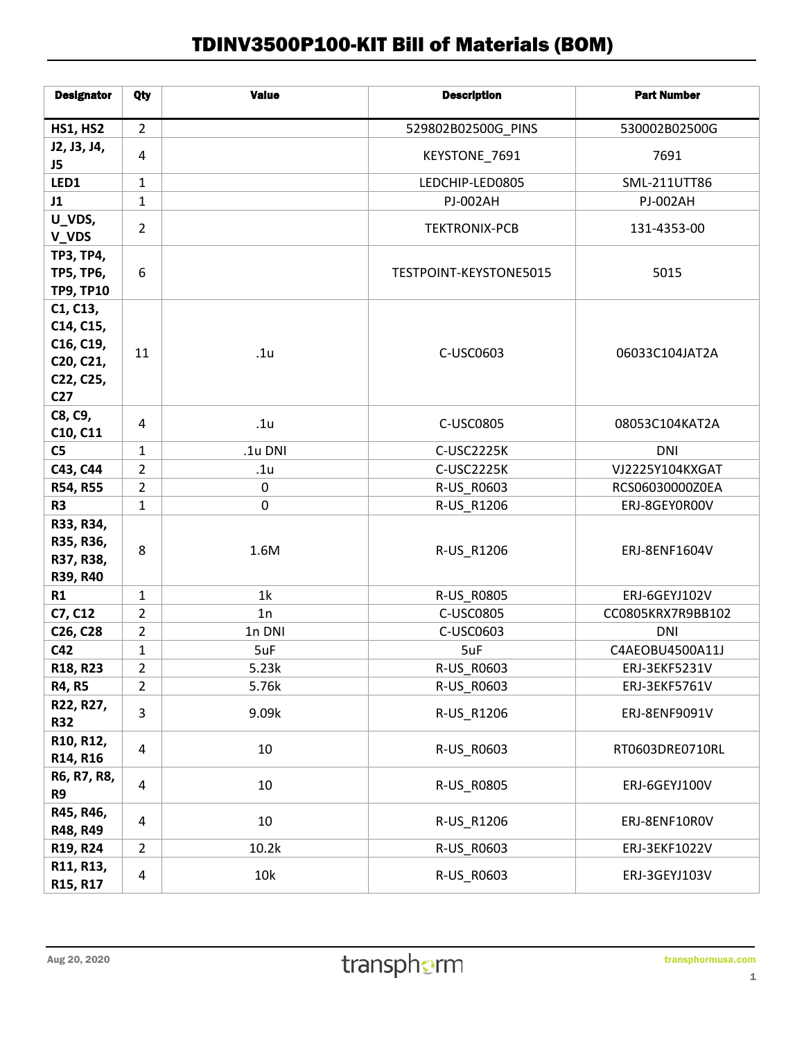# TDINV3500P100-KIT Bill of Materials (BOM)

| Designator | Qty | Value | Description | Part Number |
|---|---|---|---|---|
| HS1, HS2 | 2 | | 529802B02500G_PINS | 530002B02500G |
| J2, J3, J4, J5 | 4 | | KEYSTONE_7691 | 7691 |
| LED1 | 1 | | LEDCHIP-LED0805 | SML-211UTT86 |
| J1 | 1 | | PJ-002AH | PJ-002AH |
| U_VDS, V_VDS | 2 | | TEKTRONIX-PCB | 131-4353-00 |
| TP3, TP4, TP5, TP6, TP9, TP10 | 6 | | TESTPOINT-KEYSTONE5015 | 5015 |
| C1, C13, C14, C15, C16, C19, C20, C21, C22, C25, C27 | 11 | .1u | C-USC0603 | 06033C104JAT2A |
| C8, C9, C10, C11 | 4 | .1u | C-USC0805 | 08053C104KAT2A |
| C5 | 1 | .1u DNI | C-USC2225K | DNI |
| C43, C44 | 2 | .1u | C-USC2225K | VJ2225Y104KXGAT |
| R54, R55 | 2 | 0 | R-US_R0603 | RCS06030000Z0EA |
| R3 | 1 | 0 | R-US_R1206 | ERJ-8GEY0R00V |
| R33, R34, R35, R36, R37, R38, R39, R40 | 8 | 1.6M | R-US_R1206 | ERJ-8ENF1604V |
| R1 | 1 | 1k | R-US_R0805 | ERJ-6GEYJ102V |
| C7, C12 | 2 | 1n | C-USC0805 | CC0805KRX7R9BB102 |
| C26, C28 | 2 | 1n DNI | C-USC0603 | DNI |
| C42 | 1 | 5uF | 5uF | C4AEOBU4500A11J |
| R18, R23 | 2 | 5.23k | R-US_R0603 | ERJ-3EKF5231V |
| R4, R5 | 2 | 5.76k | R-US_R0603 | ERJ-3EKF5761V |
| R22, R27, R32 | 3 | 9.09k | R-US_R1206 | ERJ-8ENF9091V |
| R10, R12, R14, R16 | 4 | 10 | R-US_R0603 | RT0603DRE0710RL |
| R6, R7, R8, R9 | 4 | 10 | R-US_R0805 | ERJ-6GEYJ100V |
| R45, R46, R48, R49 | 4 | 10 | R-US_R1206 | ERJ-8ENF10R0V |
| R19, R24 | 2 | 10.2k | R-US_R0603 | ERJ-3EKF1022V |
| R11, R13, R15, R17 | 4 | 10k | R-US_R0603 | ERJ-3GEYJ103V |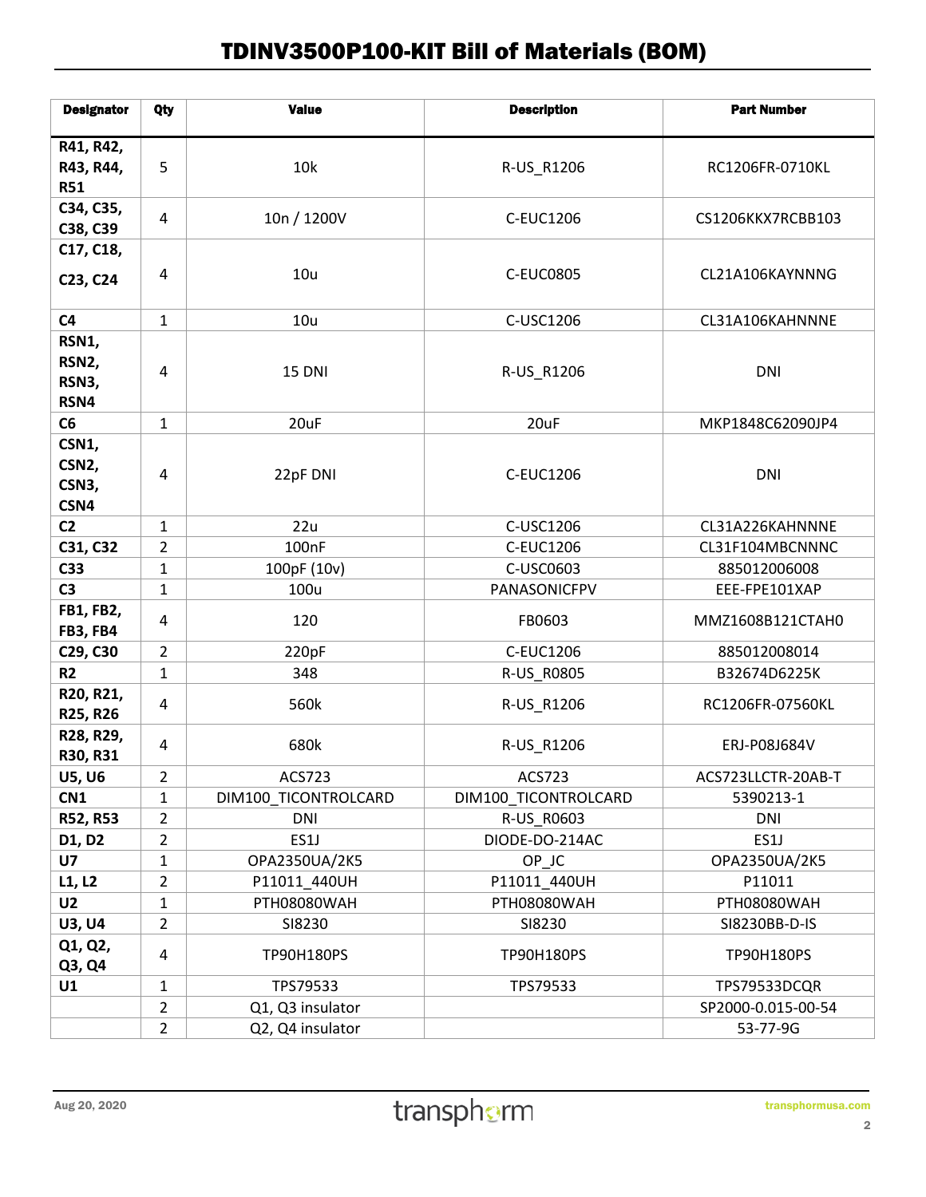# TDINV3500P100-KIT Bill of Materials (BOM)

| Designator | Qty | Value | Description | Part Number |
|---|---|---|---|---|
| R41, R42, R43, R44, R51 | 5 | 10k | R-US_R1206 | RC1206FR-0710KL |
| C34, C35, C38, C39 | 4 | 10n / 1200V | C-EUC1206 | CS1206KKX7RCBB103 |
| C17, C18, C23, C24 | 4 | 10u | C-EUC0805 | CL21A106KAYNNNG |
| C4 | 1 | 10u | C-USC1206 | CL31A106KAHNNNE |
| RSN1, RSN2, RSN3, RSN4 | 4 | 15 DNI | R-US_R1206 | DNI |
| C6 | 1 | 20uF | 20uF | MKP1848C62090JP4 |
| CSN1, CSN2, CSN3, CSN4 | 4 | 22pF DNI | C-EUC1206 | DNI |
| C2 | 1 | 22u | C-USC1206 | CL31A226KAHNNNE |
| C31, C32 | 2 | 100nF | C-EUC1206 | CL31F104MBCNNNC |
| C33 | 1 | 100pF (10v) | C-USC0603 | 885012006008 |
| C3 | 1 | 100u | PANASONICFPV | EEE-FPE101XAP |
| FB1, FB2, FB3, FB4 | 4 | 120 | FB0603 | MMZ1608B121CTAH0 |
| C29, C30 | 2 | 220pF | C-EUC1206 | 885012008014 |
| R2 | 1 | 348 | R-US_R0805 | B32674D6225K |
| R20, R21, R25, R26 | 4 | 560k | R-US_R1206 | RC1206FR-07560KL |
| R28, R29, R30, R31 | 4 | 680k | R-US_R1206 | ERJ-P08J684V |
| U5, U6 | 2 | ACS723 | ACS723 | ACS723LLCTR-20AB-T |
| CN1 | 1 | DIM100_TICONTROLCARD | DIM100_TICONTROLCARD | 5390213-1 |
| R52, R53 | 2 | DNI | R-US_R0603 | DNI |
| D1, D2 | 2 | ES1J | DIODE-DO-214AC | ES1J |
| U7 | 1 | OPA2350UA/2K5 | OP_JC | OPA2350UA/2K5 |
| L1, L2 | 2 | P11011_440UH | P11011_440UH | P11011 |
| U2 | 1 | PTH08080WAH | PTH08080WAH | PTH08080WAH |
| U3, U4 | 2 | SI8230 | SI8230 | SI8230BB-D-IS |
| Q1, Q2, Q3, Q4 | 4 | TP90H180PS | TP90H180PS | TP90H180PS |
| U1 | 1 | TPS79533 | TPS79533 | TPS79533DCQR |
| | 2 | Q1, Q3 insulator | | SP2000-0.015-00-54 |
| | 2 | Q2, Q4 insulator | | 53-77-9G |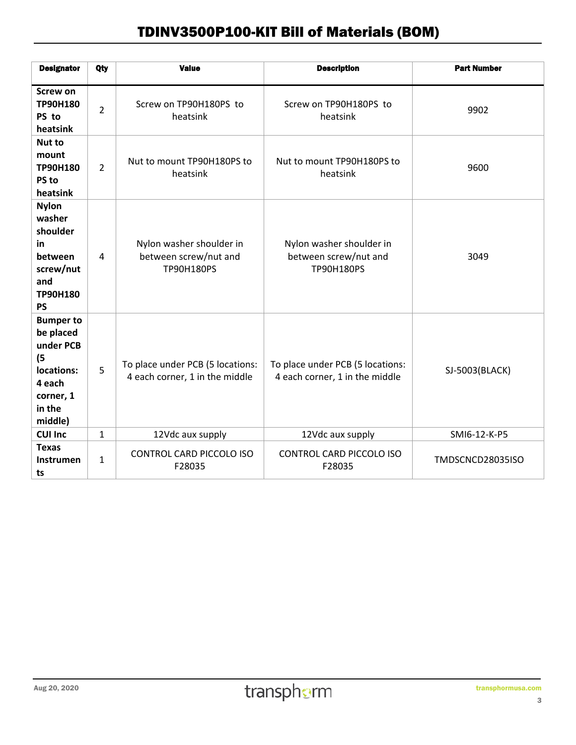# TDINV3500P100-KIT Bill of Materials (BOM)

| Designator | Qty | Value | Description | Part Number |
|---|---|---|---|---|
| **Screw on TP90H180 PS to heatsink** | 2 | Screw on TP90H180PS to heatsink | Screw on TP90H180PS to heatsink | 9902 |
| **Nut to mount TP90H180 PS to heatsink** | 2 | Nut to mount TP90H180PS to heatsink | Nut to mount TP90H180PS to heatsink | 9600 |
| **Nylon washer shoulder in between screw/nut and TP90H180 PS** | 4 | Nylon washer shoulder in between screw/nut and TP90H180PS | Nylon washer shoulder in between screw/nut and TP90H180PS | 3049 |
| **Bumper to be placed under PCB (5 locations: 4 each corner, 1 in the middle)** | 5 | To place under PCB (5 locations: 4 each corner, 1 in the middle | To place under PCB (5 locations: 4 each corner, 1 in the middle | SJ-5003(BLACK) |
| **CUI Inc** | 1 | 12Vdc aux supply | 12Vdc aux supply | SMI6-12-K-P5 |
| **Texas Instruments** | 1 | CONTROL CARD PICCOLO ISO F28035 | CONTROL CARD PICCOLO ISO F28035 | TMDSCNCD28035ISO |